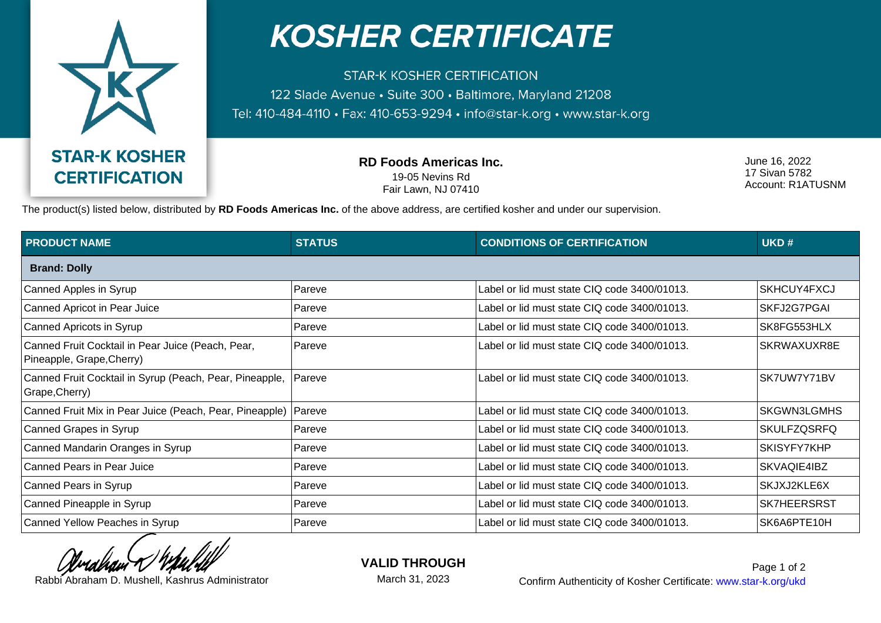# KOSHER CERTIFICATE

STAR-K KOSHER CERTIFICATION
122 Slade Avenue • Suite 300 • Baltimore, Maryland 21208
Tel: 410-484-4110 • Fax: 410-653-9294 • info@star-k.org • www.star-k.org

STAR-K KOSHER CERTIFICATION

**RD Foods Americas Inc.**
19-05 Nevins Rd
Fair Lawn, NJ 07410

June 16, 2022
17 Sivan 5782
Account: R1ATUSNM

The product(s) listed below, distributed by **RD Foods Americas Inc.** of the above address, are certified kosher and under our supervision.

| PRODUCT NAME | STATUS | CONDITIONS OF CERTIFICATION | UKD # |
|---|---|---|---|
| **Brand: Dolly** | | | |
| Canned Apples in Syrup | Pareve | Label or lid must state CIQ code 3400/01013. | SKHCUY4FXCJ |
| Canned Apricot in Pear Juice | Pareve | Label or lid must state CIQ code 3400/01013. | SKFJ2G7PGAI |
| Canned Apricots in Syrup | Pareve | Label or lid must state CIQ code 3400/01013. | SK8FG553HLX |
| Canned Fruit Cocktail in Pear Juice (Peach, Pear, Pineapple, Grape,Cherry) | Pareve | Label or lid must state CIQ code 3400/01013. | SKRWAXUXR8E |
| Canned Fruit Cocktail in Syrup (Peach, Pear, Pineapple, Grape,Cherry) | Pareve | Label or lid must state CIQ code 3400/01013. | SK7UW7Y71BV |
| Canned Fruit Mix in Pear Juice (Peach, Pear, Pineapple) | Pareve | Label or lid must state CIQ code 3400/01013. | SKGWN3LGMHS |
| Canned Grapes in Syrup | Pareve | Label or lid must state CIQ code 3400/01013. | SKULFZQSRFQ |
| Canned Mandarin Oranges in Syrup | Pareve | Label or lid must state CIQ code 3400/01013. | SKISYFY7KHP |
| Canned Pears in Pear Juice | Pareve | Label or lid must state CIQ code 3400/01013. | SKVAQIE4IBZ |
| Canned Pears in Syrup | Pareve | Label or lid must state CIQ code 3400/01013. | SKJXJ2KLE6X |
| Canned Pineapple in Syrup | Pareve | Label or lid must state CIQ code 3400/01013. | SK7HEERSRST |
| Canned Yellow Peaches in Syrup | Pareve | Label or lid must state CIQ code 3400/01013. | SK6A6PTE10H |

Rabbi Abraham D. Mushell, Kashrus Administrator

**VALID THROUGH**
March 31, 2023

Confirm Authenticity of Kosher Certificate: www.star-k.org/ukd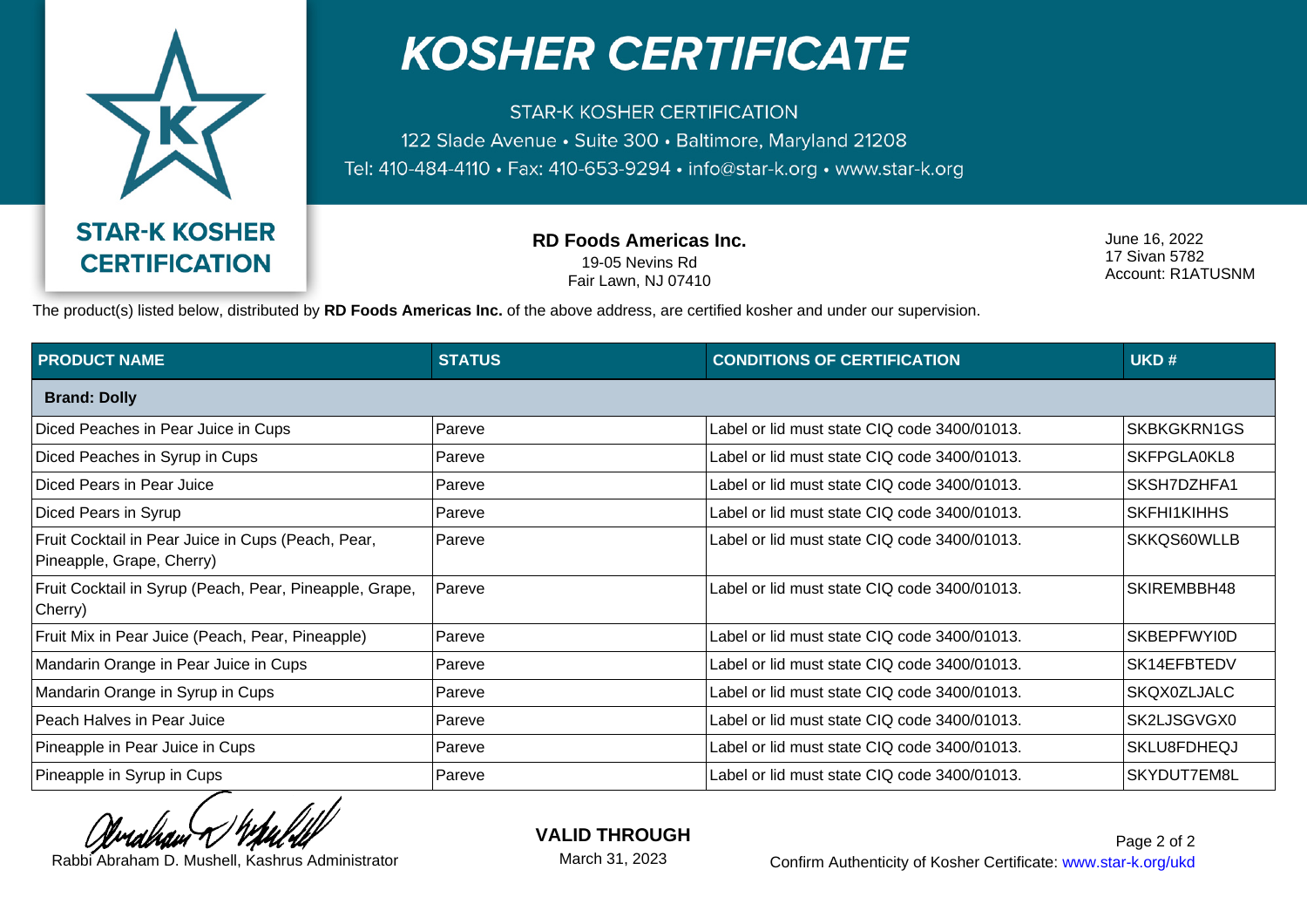# KOSHER CERTIFICATE

STAR-K KOSHER CERTIFICATION
122 Slade Avenue • Suite 300 • Baltimore, Maryland 21208
Tel: 410-484-4110 • Fax: 410-653-9294 • info@star-k.org • www.star-k.org

**STAR-K KOSHER CERTIFICATION**

**RD Foods Americas Inc.**
19-05 Nevins Rd
Fair Lawn, NJ 07410

June 16, 2022
17 Sivan 5782
Account: R1ATUSNM

The product(s) listed below, distributed by **RD Foods Americas Inc.** of the above address, are certified kosher and under our supervision.

| PRODUCT NAME | STATUS | CONDITIONS OF CERTIFICATION | UKD # |
|---|---|---|---|
| **Brand: Dolly** | | | |
| Diced Peaches in Pear Juice in Cups | Pareve | Label or lid must state CIQ code 3400/01013. | SKBKGKRN1GS |
| Diced Peaches in Syrup in Cups | Pareve | Label or lid must state CIQ code 3400/01013. | SKFPGLA0KL8 |
| Diced Pears in Pear Juice | Pareve | Label or lid must state CIQ code 3400/01013. | SKSH7DZHFA1 |
| Diced Pears in Syrup | Pareve | Label or lid must state CIQ code 3400/01013. | SKFHI1KIHHS |
| Fruit Cocktail in Pear Juice in Cups (Peach, Pear, Pineapple, Grape, Cherry) | Pareve | Label or lid must state CIQ code 3400/01013. | SKKQS60WLLB |
| Fruit Cocktail in Syrup (Peach, Pear, Pineapple, Grape, Cherry) | Pareve | Label or lid must state CIQ code 3400/01013. | SKIREMBBH48 |
| Fruit Mix in Pear Juice (Peach, Pear, Pineapple) | Pareve | Label or lid must state CIQ code 3400/01013. | SKBEPFWYI0D |
| Mandarin Orange in Pear Juice in Cups | Pareve | Label or lid must state CIQ code 3400/01013. | SK14EFBTEDV |
| Mandarin Orange in Syrup in Cups | Pareve | Label or lid must state CIQ code 3400/01013. | SKQX0ZLJALC |
| Peach Halves in Pear Juice | Pareve | Label or lid must state CIQ code 3400/01013. | SK2LJSGVGX0 |
| Pineapple in Pear Juice in Cups | Pareve | Label or lid must state CIQ code 3400/01013. | SKLU8FDHEQJ |
| Pineapple in Syrup in Cups | Pareve | Label or lid must state CIQ code 3400/01013. | SKYDUT7EM8L |

Rabbi Abraham D. Mushell, Kashrus Administrator

**VALID THROUGH**
March 31, 2023

Confirm Authenticity of Kosher Certificate: www.star-k.org/ukd